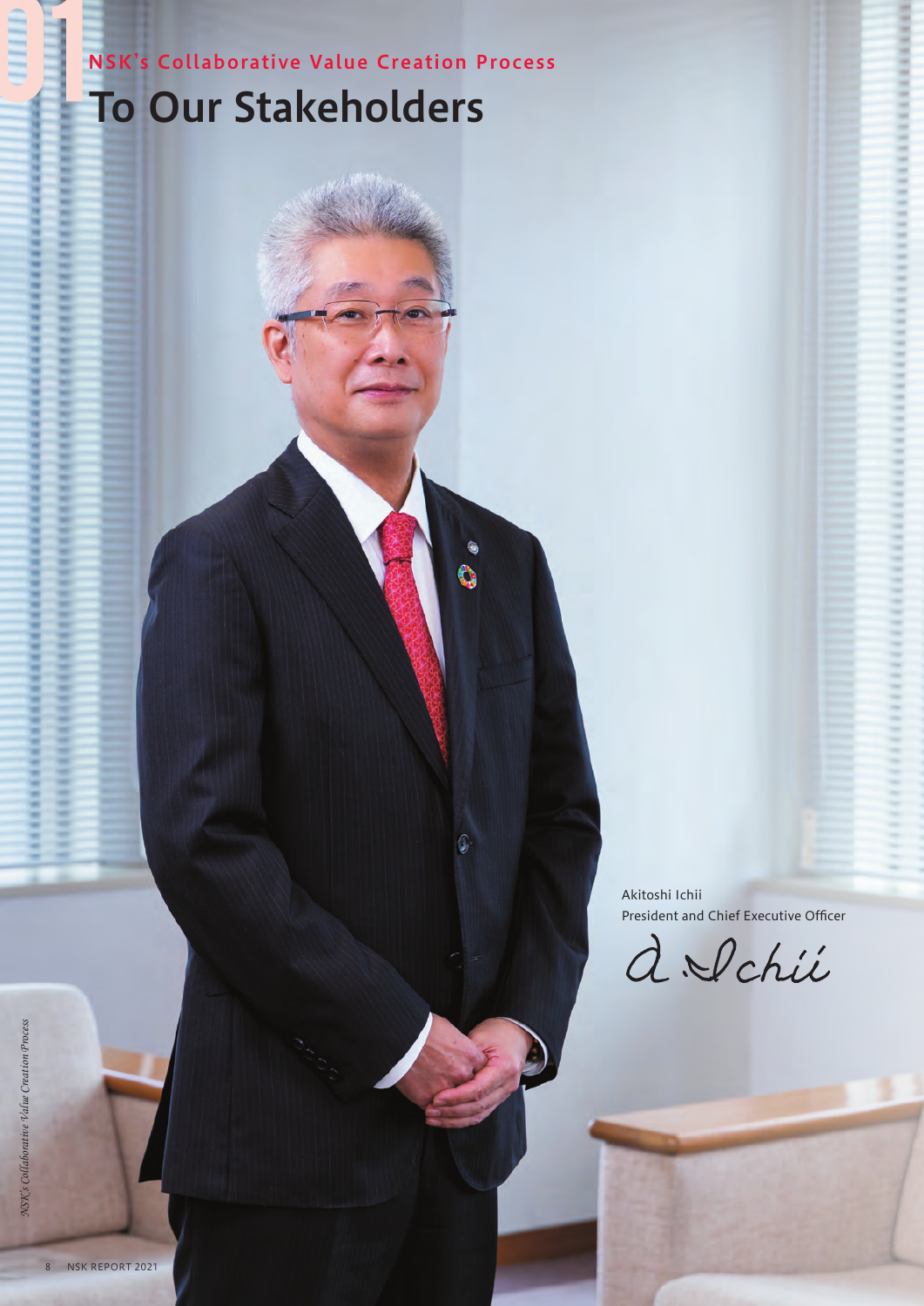# NSK's Collaborative Value Creation Process

## To Our Stakeholders

Akitoshi Ichii
President and Chief Executive Officer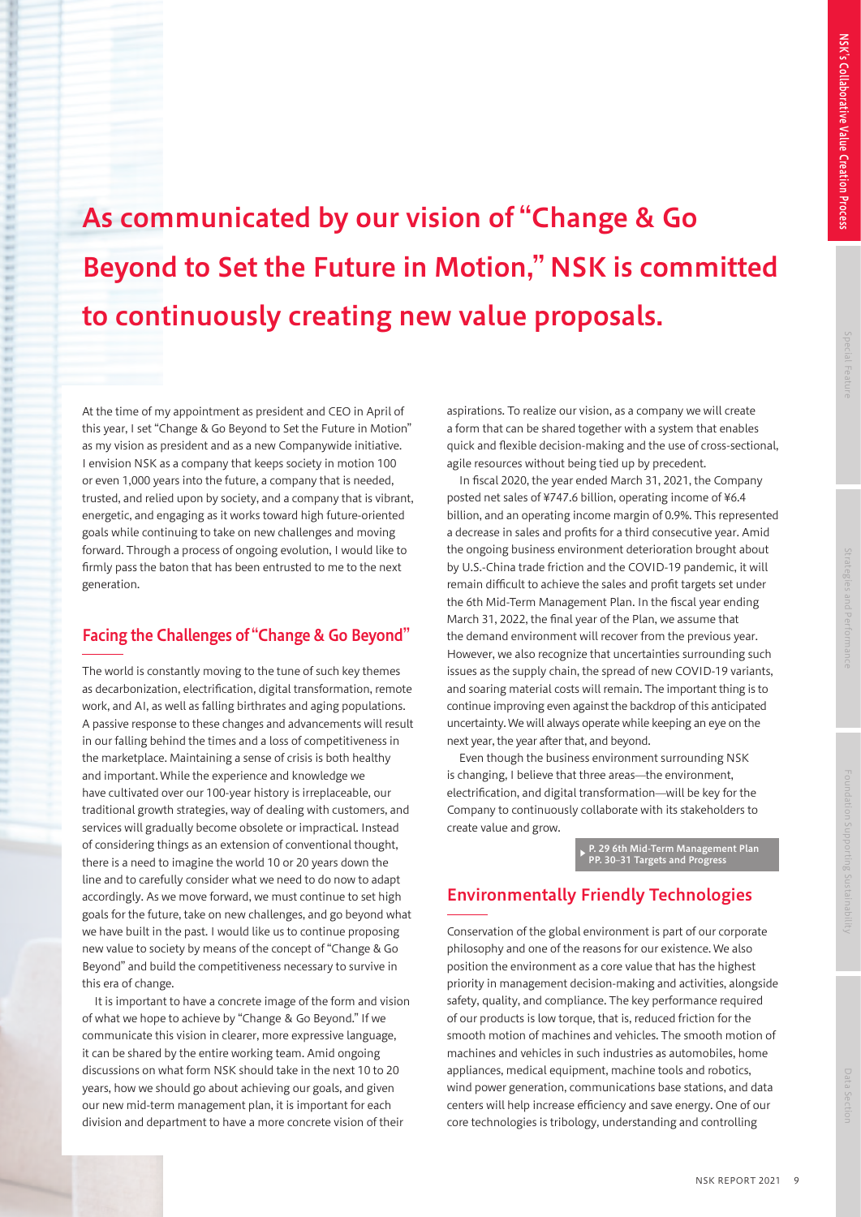# As communicated by our vision of "Change & Go Beyond to Set the Future in Motion," NSK is committed to continuously creating new value proposals.

At the time of my appointment as president and CEO in April of this year, I set "Change & Go Beyond to Set the Future in Motion" as my vision as president and as a new Companywide initiative. I envision NSK as a company that keeps society in motion 100 or even 1,000 years into the future, a company that is needed, trusted, and relied upon by society, and a company that is vibrant, energetic, and engaging as it works toward high future-oriented goals while continuing to take on new challenges and moving forward. Through a process of ongoing evolution, I would like to firmly pass the baton that has been entrusted to me to the next generation.

## Facing the Challenges of "Change & Go Beyond"

The world is constantly moving to the tune of such key themes as decarbonization, electrification, digital transformation, remote work, and AI, as well as falling birthrates and aging populations. A passive response to these changes and advancements will result in our falling behind the times and a loss of competitiveness in the marketplace. Maintaining a sense of crisis is both healthy and important. While the experience and knowledge we have cultivated over our 100-year history is irreplaceable, our traditional growth strategies, way of dealing with customers, and services will gradually become obsolete or impractical. Instead of considering things as an extension of conventional thought, there is a need to imagine the world 10 or 20 years down the line and to carefully consider what we need to do now to adapt accordingly. As we move forward, we must continue to set high goals for the future, take on new challenges, and go beyond what we have built in the past. I would like us to continue proposing new value to society by means of the concept of "Change & Go Beyond" and build the competitiveness necessary to survive in this era of change.

It is important to have a concrete image of the form and vision of what we hope to achieve by "Change & Go Beyond." If we communicate this vision in clearer, more expressive language, it can be shared by the entire working team. Amid ongoing discussions on what form NSK should take in the next 10 to 20 years, how we should go about achieving our goals, and given our new mid-term management plan, it is important for each division and department to have a more concrete vision of their aspirations. To realize our vision, as a company we will create a form that can be shared together with a system that enables quick and flexible decision-making and the use of cross-sectional, agile resources without being tied up by precedent.

In fiscal 2020, the year ended March 31, 2021, the Company posted net sales of ¥747.6 billion, operating income of ¥6.4 billion, and an operating income margin of 0.9%. This represented a decrease in sales and profits for a third consecutive year. Amid the ongoing business environment deterioration brought about by U.S.-China trade friction and the COVID-19 pandemic, it will remain difficult to achieve the sales and profit targets set under the 6th Mid-Term Management Plan. In the fiscal year ending March 31, 2022, the final year of the Plan, we assume that the demand environment will recover from the previous year. However, we also recognize that uncertainties surrounding such issues as the supply chain, the spread of new COVID-19 variants, and soaring material costs will remain. The important thing is to continue improving even against the backdrop of this anticipated uncertainty. We will always operate while keeping an eye on the next year, the year after that, and beyond.

Even though the business environment surrounding NSK is changing, I believe that three areas—the environment, electrification, and digital transformation—will be key for the Company to continuously collaborate with its stakeholders to create value and grow.

▶ P. 29 6th Mid-Term Management Plan
PP. 30–31 Targets and Progress

## Environmentally Friendly Technologies

Conservation of the global environment is part of our corporate philosophy and one of the reasons for our existence. We also position the environment as a core value that has the highest priority in management decision-making and activities, alongside safety, quality, and compliance. The key performance required of our products is low torque, that is, reduced friction for the smooth motion of machines and vehicles. The smooth motion of machines and vehicles in such industries as automobiles, home appliances, medical equipment, machine tools and robotics, wind power generation, communications base stations, and data centers will help increase efficiency and save energy. One of our core technologies is tribology, understanding and controlling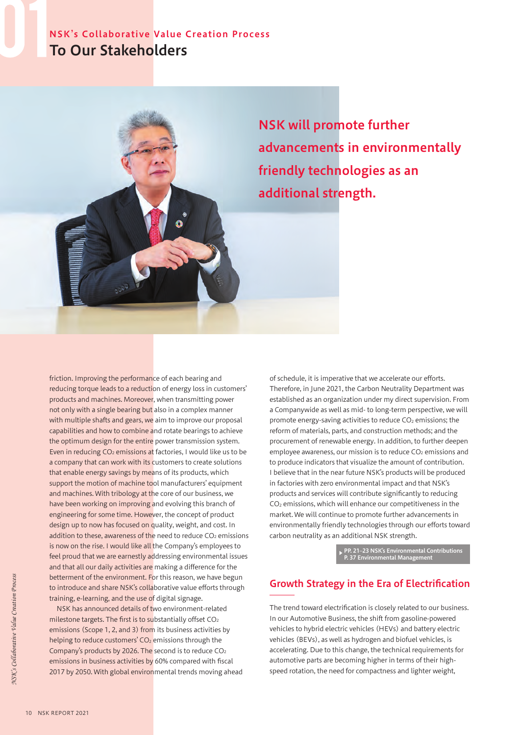## NSK's Collaborative Value Creation Process

# To Our Stakeholders

**NSK will promote further advancements in environmentally friendly technologies as an additional strength.**

friction. Improving the performance of each bearing and reducing torque leads to a reduction of energy loss in customers' products and machines. Moreover, when transmitting power not only with a single bearing but also in a complex manner with multiple shafts and gears, we aim to improve our proposal capabilities and how to combine and rotate bearings to achieve the optimum design for the entire power transmission system. Even in reducing $CO_2$ emissions at factories, I would like us to be a company that can work with its customers to create solutions that enable energy savings by means of its products, which support the motion of machine tool manufacturers' equipment and machines. With tribology at the core of our business, we have been working on improving and evolving this branch of engineering for some time. However, the concept of product design up to now has focused on quality, weight, and cost. In addition to these, awareness of the need to reduce $CO_2$ emissions is now on the rise. I would like all the Company's employees to feel proud that we are earnestly addressing environmental issues and that all our daily activities are making a difference for the betterment of the environment. For this reason, we have begun to introduce and share NSK's collaborative value efforts through training, e-learning, and the use of digital signage.

NSK has announced details of two environment-related milestone targets. The first is to substantially offset $CO_2$ emissions (Scope 1, 2, and 3) from its business activities by helping to reduce customers' $CO_2$ emissions through the Company's products by 2026. The second is to reduce $CO_2$ emissions in business activities by 60% compared with fiscal 2017 by 2050. With global environmental trends moving ahead of schedule, it is imperative that we accelerate our efforts. Therefore, in June 2021, the Carbon Neutrality Department was established as an organization under my direct supervision. From a Companywide as well as mid- to long-term perspective, we will promote energy-saving activities to reduce $CO_2$ emissions; the reform of materials, parts, and construction methods; and the procurement of renewable energy. In addition, to further deepen employee awareness, our mission is to reduce $CO_2$ emissions and to produce indicators that visualize the amount of contribution. I believe that in the near future NSK's products will be produced in factories with zero environmental impact and that NSK's products and services will contribute significantly to reducing $CO_2$ emissions, which will enhance our competitiveness in the market. We will continue to promote further advancements in environmentally friendly technologies through our efforts toward carbon neutrality as an additional NSK strength.

▶ PP. 21–23 NSK's Environmental Contributions
P. 37 Environmental Management

## Growth Strategy in the Era of Electrification

The trend toward electrification is closely related to our business. In our Automotive Business, the shift from gasoline-powered vehicles to hybrid electric vehicles (HEVs) and battery electric vehicles (BEVs), as well as hydrogen and biofuel vehicles, is accelerating. Due to this change, the technical requirements for automotive parts are becoming higher in terms of their high-speed rotation, the need for compactness and lighter weight,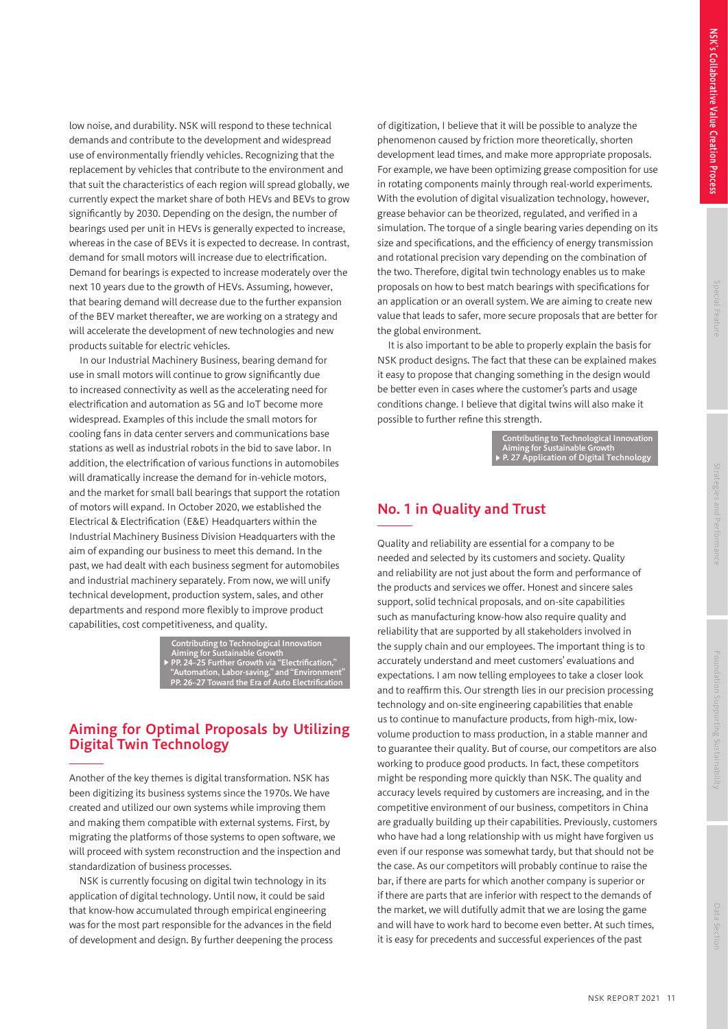low noise, and durability. NSK will respond to these technical demands and contribute to the development and widespread use of environmentally friendly vehicles. Recognizing that the replacement by vehicles that contribute to the environment and that suit the characteristics of each region will spread globally, we currently expect the market share of both HEVs and BEVs to grow significantly by 2030. Depending on the design, the number of bearings used per unit in HEVs is generally expected to increase, whereas in the case of BEVs it is expected to decrease. In contrast, demand for small motors will increase due to electrification. Demand for bearings is expected to increase moderately over the next 10 years due to the growth of HEVs. Assuming, however, that bearing demand will decrease due to the further expansion of the BEV market thereafter, we are working on a strategy and will accelerate the development of new technologies and new products suitable for electric vehicles.

In our Industrial Machinery Business, bearing demand for use in small motors will continue to grow significantly due to increased connectivity as well as the accelerating need for electrification and automation as 5G and IoT become more widespread. Examples of this include the small motors for cooling fans in data center servers and communications base stations as well as industrial robots in the bid to save labor. In addition, the electrification of various functions in automobiles will dramatically increase the demand for in-vehicle motors, and the market for small ball bearings that support the rotation of motors will expand. In October 2020, we established the Electrical & Electrification (E&E) Headquarters within the Industrial Machinery Business Division Headquarters with the aim of expanding our business to meet this demand. In the past, we had dealt with each business segment for automobiles and industrial machinery separately. From now, we will unify technical development, production system, sales, and other departments and respond more flexibly to improve product capabilities, cost competitiveness, and quality.

Contributing to Technological Innovation Aiming for Sustainable Growth
▶ PP. 24–25 Further Growth via "Electrification," "Automation, Labor-saving," and "Environment"
PP. 26–27 Toward the Era of Auto Electrification

## Aiming for Optimal Proposals by Utilizing Digital Twin Technology

Another of the key themes is digital transformation. NSK has been digitizing its business systems since the 1970s. We have created and utilized our own systems while improving them and making them compatible with external systems. First, by migrating the platforms of those systems to open software, we will proceed with system reconstruction and the inspection and standardization of business processes.

NSK is currently focusing on digital twin technology in its application of digital technology. Until now, it could be said that know-how accumulated through empirical engineering was for the most part responsible for the advances in the field of development and design. By further deepening the process of digitization, I believe that it will be possible to analyze the phenomenon caused by friction more theoretically, shorten development lead times, and make more appropriate proposals. For example, we have been optimizing grease composition for use in rotating components mainly through real-world experiments. With the evolution of digital visualization technology, however, grease behavior can be theorized, regulated, and verified in a simulation. The torque of a single bearing varies depending on its size and specifications, and the efficiency of energy transmission and rotational precision vary depending on the combination of the two. Therefore, digital twin technology enables us to make proposals on how to best match bearings with specifications for an application or an overall system. We are aiming to create new value that leads to safer, more secure proposals that are better for the global environment.

It is also important to be able to properly explain the basis for NSK product designs. The fact that these can be explained makes it easy to propose that changing something in the design would be better even in cases where the customer's parts and usage conditions change. I believe that digital twins will also make it possible to further refine this strength.

Contributing to Technological Innovation Aiming for Sustainable Growth
▶ P. 27 Application of Digital Technology

## No. 1 in Quality and Trust

Quality and reliability are essential for a company to be needed and selected by its customers and society. Quality and reliability are not just about the form and performance of the products and services we offer. Honest and sincere sales support, solid technical proposals, and on-site capabilities such as manufacturing know-how also require quality and reliability that are supported by all stakeholders involved in the supply chain and our employees. The important thing is to accurately understand and meet customers' evaluations and expectations. I am now telling employees to take a closer look and to reaffirm this. Our strength lies in our precision processing technology and on-site engineering capabilities that enable us to continue to manufacture products, from high-mix, low-volume production to mass production, in a stable manner and to guarantee their quality. But of course, our competitors are also working to produce good products. In fact, these competitors might be responding more quickly than NSK. The quality and accuracy levels required by customers are increasing, and in the competitive environment of our business, competitors in China are gradually building up their capabilities. Previously, customers who have had a long relationship with us might have forgiven us even if our response was somewhat tardy, but that should not be the case. As our competitors will probably continue to raise the bar, if there are parts for which another company is superior or if there are parts that are inferior with respect to the demands of the market, we will dutifully admit that we are losing the game and will have to work hard to become even better. At such times, it is easy for precedents and successful experiences of the past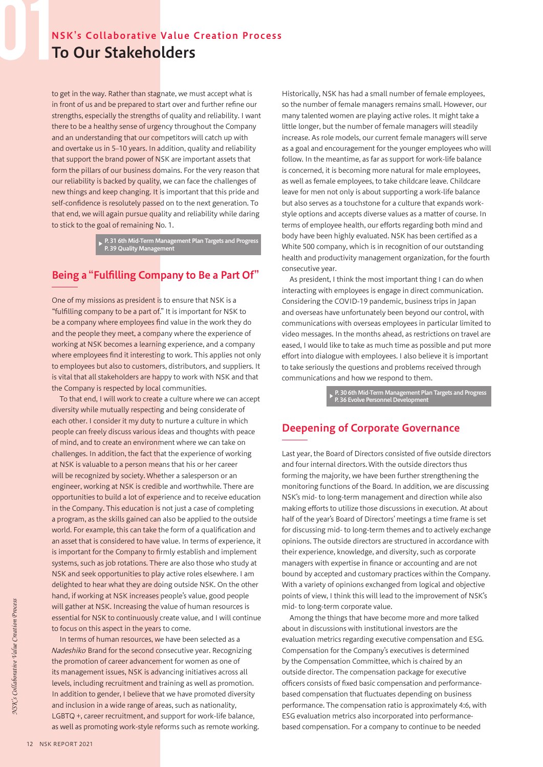## NSK's Collaborative Value Creation Process

# To Our Stakeholders

to get in the way. Rather than stagnate, we must accept what is in front of us and be prepared to start over and further refine our strengths, especially the strengths of quality and reliability. I want there to be a healthy sense of urgency throughout the Company and an understanding that our competitors will catch up with and overtake us in 5–10 years. In addition, quality and reliability that support the brand power of NSK are important assets that form the pillars of our business domains. For the very reason that our reliability is backed by quality, we can face the challenges of new things and keep changing. It is important that this pride and self-confidence is resolutely passed on to the next generation. To that end, we will again pursue quality and reliability while daring to stick to the goal of remaining No. 1.

▸ P. 31 6th Mid-Term Management Plan Targets and Progress
P. 39 Quality Management

## Being a "Fulfilling Company to Be a Part Of"

One of my missions as president is to ensure that NSK is a "fulfilling company to be a part of." It is important for NSK to be a company where employees find value in the work they do and the people they meet, a company where the experience of working at NSK becomes a learning experience, and a company where employees find it interesting to work. This applies not only to employees but also to customers, distributors, and suppliers. It is vital that all stakeholders are happy to work with NSK and that the Company is respected by local communities.

To that end, I will work to create a culture where we can accept diversity while mutually respecting and being considerate of each other. I consider it my duty to nurture a culture in which people can freely discuss various ideas and thoughts with peace of mind, and to create an environment where we can take on challenges. In addition, the fact that the experience of working at NSK is valuable to a person means that his or her career will be recognized by society. Whether a salesperson or an engineer, working at NSK is credible and worthwhile. There are opportunities to build a lot of experience and to receive education in the Company. This education is not just a case of completing a program, as the skills gained can also be applied to the outside world. For example, this can take the form of a qualification and an asset that is considered to have value. In terms of experience, it is important for the Company to firmly establish and implement systems, such as job rotations. There are also those who study at NSK and seek opportunities to play active roles elsewhere. I am delighted to hear what they are doing outside NSK. On the other hand, if working at NSK increases people's value, good people will gather at NSK. Increasing the value of human resources is essential for NSK to continuously create value, and I will continue to focus on this aspect in the years to come.

In terms of human resources, we have been selected as a *Nadeshiko* Brand for the second consecutive year. Recognizing the promotion of career advancement for women as one of its management issues, NSK is advancing initiatives across all levels, including recruitment and training as well as promotion. In addition to gender, I believe that we have promoted diversity and inclusion in a wide range of areas, such as nationality, LGBTQ +, career recruitment, and support for work-life balance, as well as promoting work-style reforms such as remote working.

Historically, NSK has had a small number of female employees, so the number of female managers remains small. However, our many talented women are playing active roles. It might take a little longer, but the number of female managers will steadily increase. As role models, our current female managers will serve as a goal and encouragement for the younger employees who will follow. In the meantime, as far as support for work-life balance is concerned, it is becoming more natural for male employees, as well as female employees, to take childcare leave. Childcare leave for men not only is about supporting a work-life balance but also serves as a touchstone for a culture that expands work-style options and accepts diverse values as a matter of course. In terms of employee health, our efforts regarding both mind and body have been highly evaluated. NSK has been certified as a White 500 company, which is in recognition of our outstanding health and productivity management organization, for the fourth consecutive year.

As president, I think the most important thing I can do when interacting with employees is engage in direct communication. Considering the COVID-19 pandemic, business trips in Japan and overseas have unfortunately been beyond our control, with communications with overseas employees in particular limited to video messages. In the months ahead, as restrictions on travel are eased, I would like to take as much time as possible and put more effort into dialogue with employees. I also believe it is important to take seriously the questions and problems received through communications and how we respond to them.

▸ P. 30 6th Mid-Term Management Plan Targets and Progress
P. 36 Evolve Personnel Development

## Deepening of Corporate Governance

Last year, the Board of Directors consisted of five outside directors and four internal directors. With the outside directors thus forming the majority, we have been further strengthening the monitoring functions of the Board. In addition, we are discussing NSK's mid- to long-term management and direction while also making efforts to utilize those discussions in execution. At about half of the year's Board of Directors' meetings a time frame is set for discussing mid- to long-term themes and to actively exchange opinions. The outside directors are structured in accordance with their experience, knowledge, and diversity, such as corporate managers with expertise in finance or accounting and are not bound by accepted and customary practices within the Company. With a variety of opinions exchanged from logical and objective points of view, I think this will lead to the improvement of NSK's mid- to long-term corporate value.

Among the things that have become more and more talked about in discussions with institutional investors are the evaluation metrics regarding executive compensation and ESG. Compensation for the Company's executives is determined by the Compensation Committee, which is chaired by an outside director. The compensation package for executive officers consists of fixed basic compensation and performance-based compensation that fluctuates depending on business performance. The compensation ratio is approximately 4:6, with ESG evaluation metrics also incorporated into performance-based compensation. For a company to continue to be needed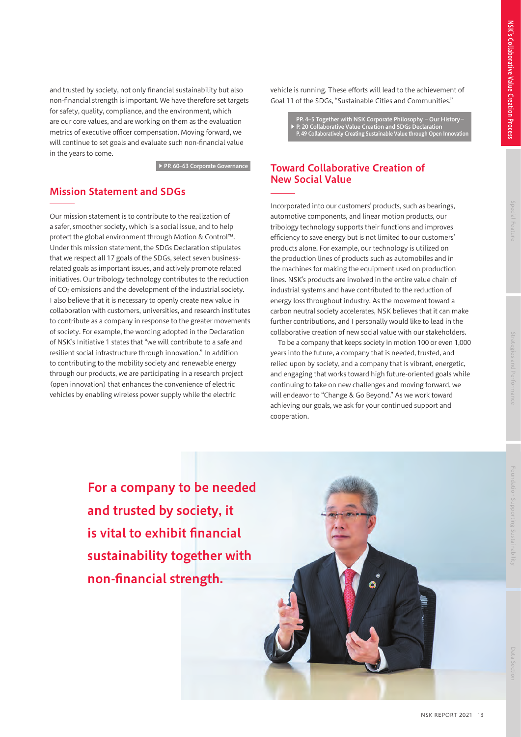and trusted by society, not only financial sustainability but also non-financial strength is important. We have therefore set targets for safety, quality, compliance, and the environment, which are our core values, and are working on them as the evaluation metrics of executive officer compensation. Moving forward, we will continue to set goals and evaluate such non-financial value in the years to come.

▶ PP. 60–63 Corporate Governance

## Mission Statement and SDGs

Our mission statement is to contribute to the realization of a safer, smoother society, which is a social issue, and to help protect the global environment through Motion & Control™. Under this mission statement, the SDGs Declaration stipulates that we respect all 17 goals of the SDGs, select seven business-related goals as important issues, and actively promote related initiatives. Our tribology technology contributes to the reduction of $CO_2$ emissions and the development of the industrial society. I also believe that it is necessary to openly create new value in collaboration with customers, universities, and research institutes to contribute as a company in response to the greater movements of society. For example, the wording adopted in the Declaration of NSK's Initiative 1 states that "we will contribute to a safe and resilient social infrastructure through innovation." In addition to contributing to the mobility society and renewable energy through our products, we are participating in a research project (open innovation) that enhances the convenience of electric vehicles by enabling wireless power supply while the electric vehicle is running. These efforts will lead to the achievement of Goal 11 of the SDGs, "Sustainable Cities and Communities."

PP. 4–5 Together with NSK Corporate Philosophy –Our History–
▶ P. 20 Collaborative Value Creation and SDGs Declaration
P. 49 Collaboratively Creating Sustainable Value through Open Innovation

## Toward Collaborative Creation of New Social Value

Incorporated into our customers' products, such as bearings, automotive components, and linear motion products, our tribology technology supports their functions and improves efficiency to save energy but is not limited to our customers' products alone. For example, our technology is utilized on the production lines of products such as automobiles and in the machines for making the equipment used on production lines. NSK's products are involved in the entire value chain of industrial systems and have contributed to the reduction of energy loss throughout industry. As the movement toward a carbon neutral society accelerates, NSK believes that it can make further contributions, and I personally would like to lead in the collaborative creation of new social value with our stakeholders.

To be a company that keeps society in motion 100 or even 1,000 years into the future, a company that is needed, trusted, and relied upon by society, and a company that is vibrant, energetic, and engaging that works toward high future-oriented goals while continuing to take on new challenges and moving forward, we will endeavor to "Change & Go Beyond." As we work toward achieving our goals, we ask for your continued support and cooperation.

**For a company to be needed and trusted by society, it is vital to exhibit financial sustainability together with non-financial strength.**